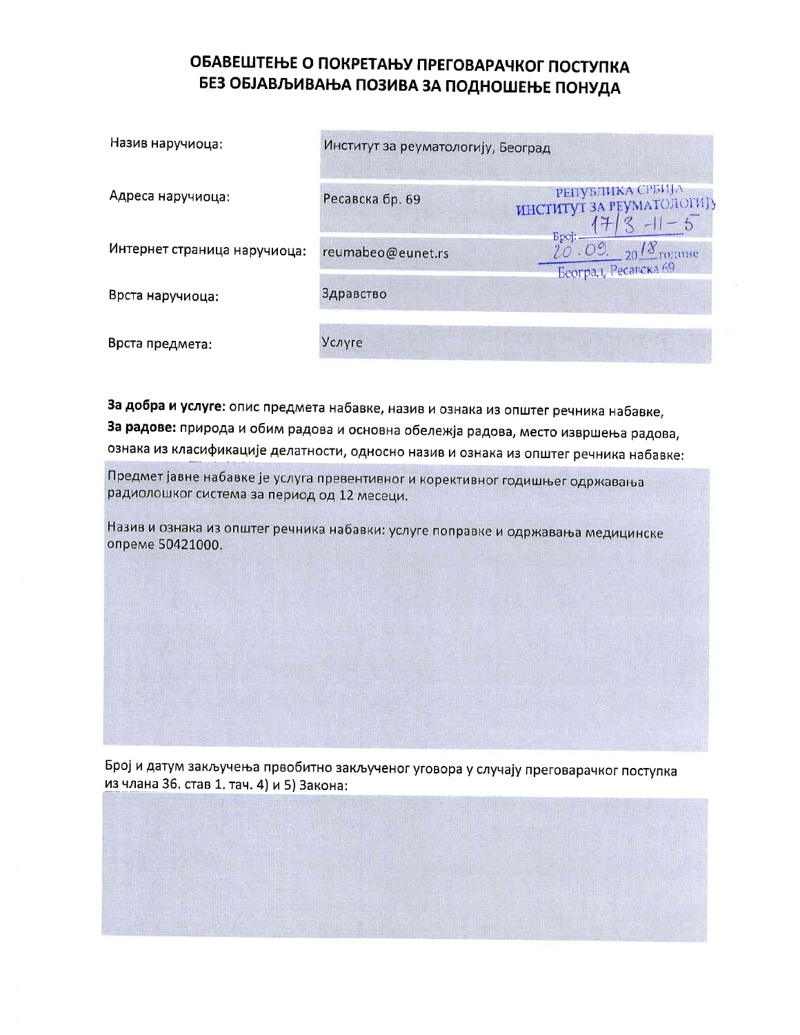# ОБАВЕШТЕЊЕ О ПОКРЕТАЊУ ПРЕГОВАРАЧКОГ ПОСТУПКА БЕЗ ОБЈАВЉИВАЊА ПОЗИВА ЗА ПОДНОШЕЊЕ ПОНУДА

| | |
|---|---|
| Назив наручиоца: | Институт за реуматологију, Београд |
| Адреса наручиоца: | Ресавска бр. 69 |
| Интернет страница наручиоца: | reumabeo@eunet.rs |
| Врста наручиоца: | Здравство |
| Врста предмета: | Услуге |

РЕПУБЛИКА СРБИЈА
ИНСТИТУТ ЗА РЕУМАТОЛОГИЈУ
Број: 17/3-11-5
20.09. 2018 године
Београд, Ресавска 69

**За добра и услуге:** опис предмета набавке, назив и ознака из општег речника набавке,
**За радове:** природа и обим радова и основна обележја радова, место извршења радова, ознака из класификације делатности, односно назив и ознака из општег речника набавке:

Предмет јавне набавке је услуга превентивног и корективног годишњег одржавања радиолошког система за период од 12 месеци.

Назив и ознака из општег речника набавки: услуге поправке и одржавања медицинске опреме 50421000.

Број и датум закључења првобитно закљученог уговора у случају преговарачког поступка из члана 36. став 1. тач. 4) и 5) Закона: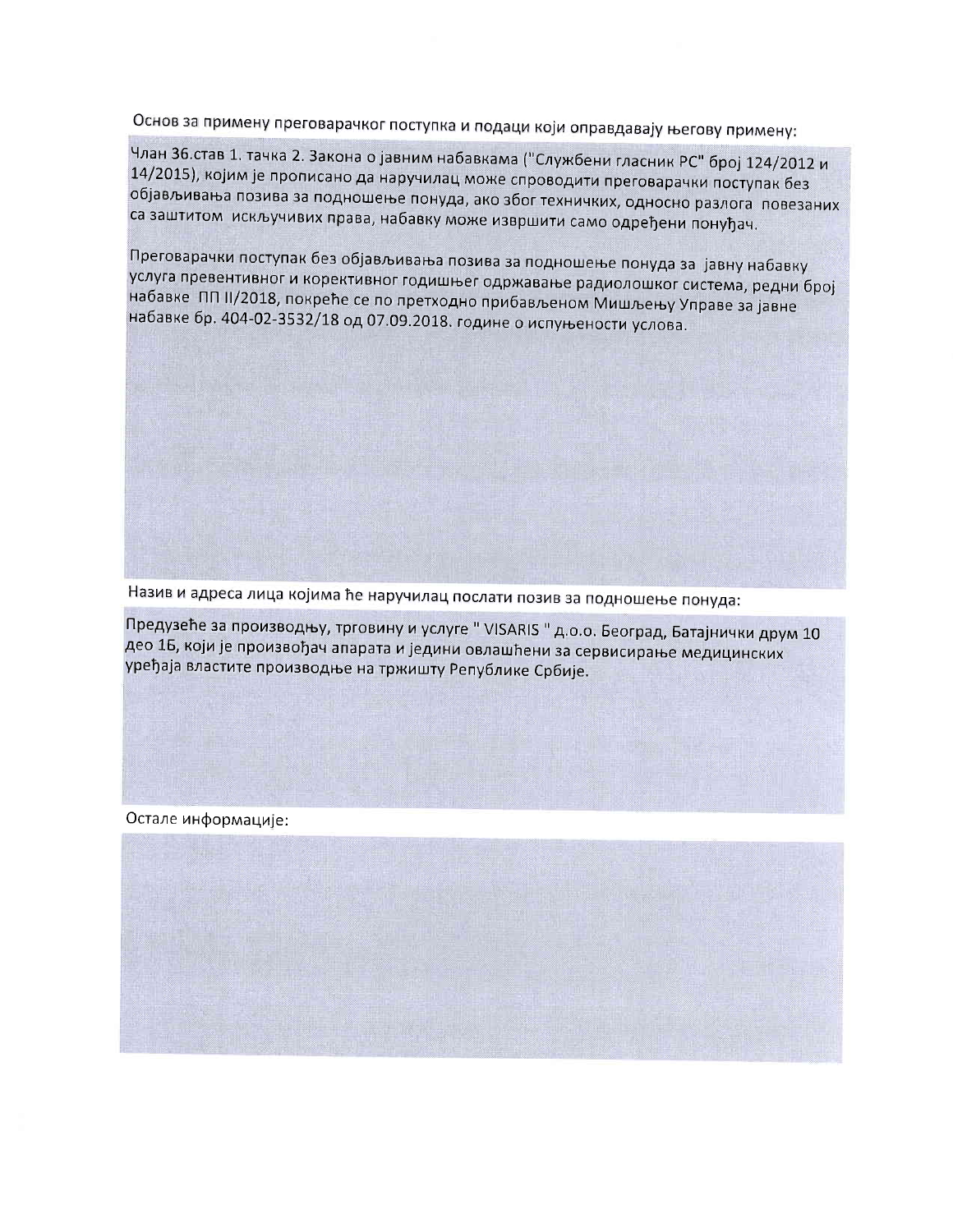Основ за примену преговарачког поступка и подаци који оправдавају његову примену:

Члан 36.став 1. тачка 2. Закона о јавним набавкама ("Службени гласник РС" број 124/2012 и 14/2015), којим је прописано да наручилац може спроводити преговарачки поступак без објављивања позива за подношење понуда, ако због техничких, односно разлога повезаних са заштитом искључивих права, набавку може извршити само одређени понуђач.

Преговарачки поступак без објављивања позива за подношење понуда за јавну набавку услуга превентивног и корективног годишњег одржавање радиолошког система, редни број набавке ПП II/2018, покреће се по претходно прибављеном Мишљењу Управе за јавне набавке бр. 404-02-3532/18 од 07.09.2018. године о испуњености услова.

Назив и адреса лица којима ће наручилац послати позив за подношење понуда:

Предузеће за производњу, трговину и услуге " VISARIS " д.о.о. Београд, Батајнички друм 10 део 1Б, који је произвођач апарата и једини овлашћени за сервисирање медицинских уређаја властите производње на тржишту Републике Србије.

Остале информације: